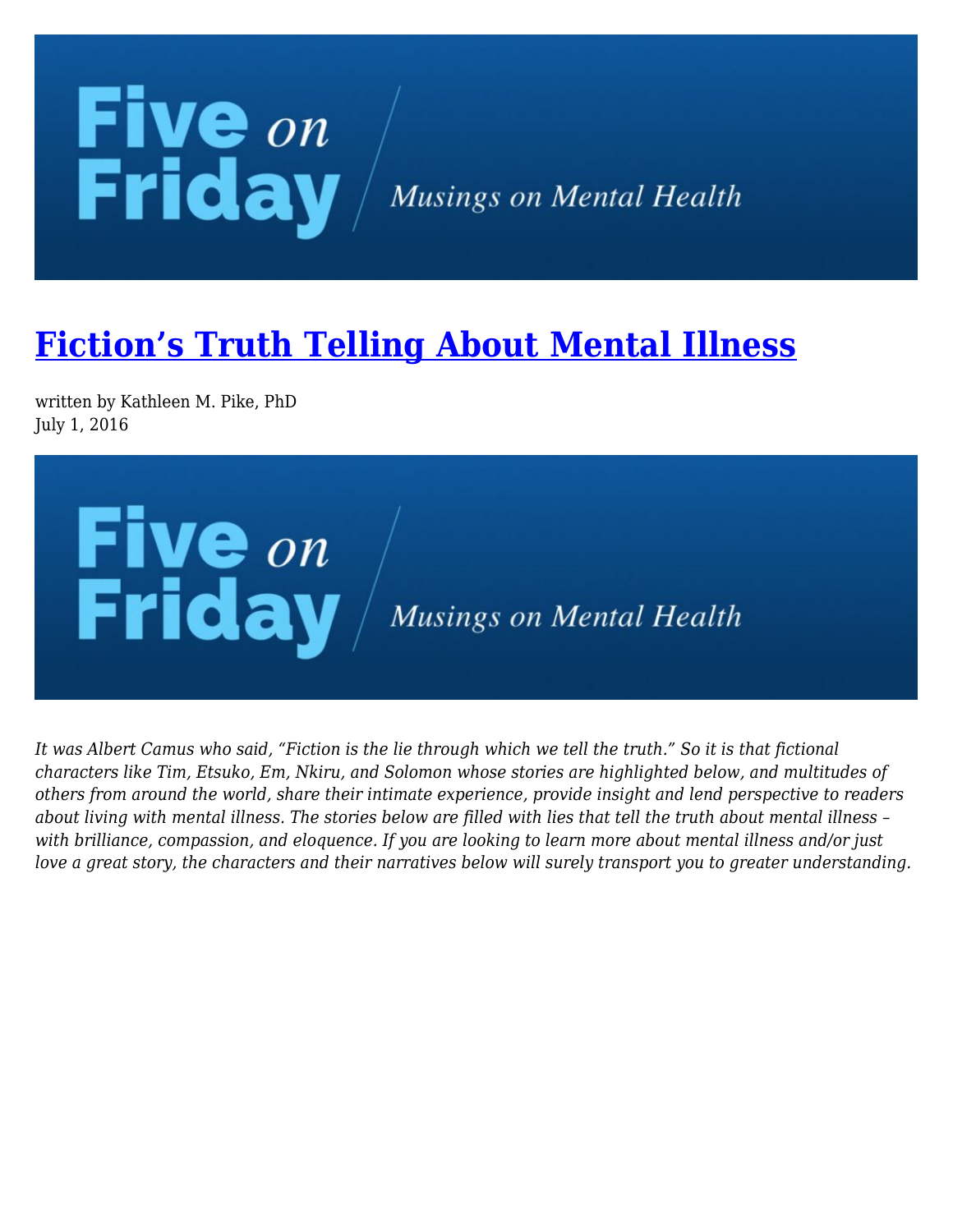# Fiction's Truth Telling About Mental Illness

written by Kathleen M. Pike, PhD
July 1, 2016

*It was Albert Camus who said, "Fiction is the lie through which we tell the truth." So it is that fictional characters like Tim, Etsuko, Em, Nkiru, and Solomon whose stories are highlighted below, and multitudes of others from around the world, share their intimate experience, provide insight and lend perspective to readers about living with mental illness. The stories below are filled with lies that tell the truth about mental illness – with brilliance, compassion, and eloquence. If you are looking to learn more about mental illness and/or just love a great story, the characters and their narratives below will surely transport you to greater understanding.*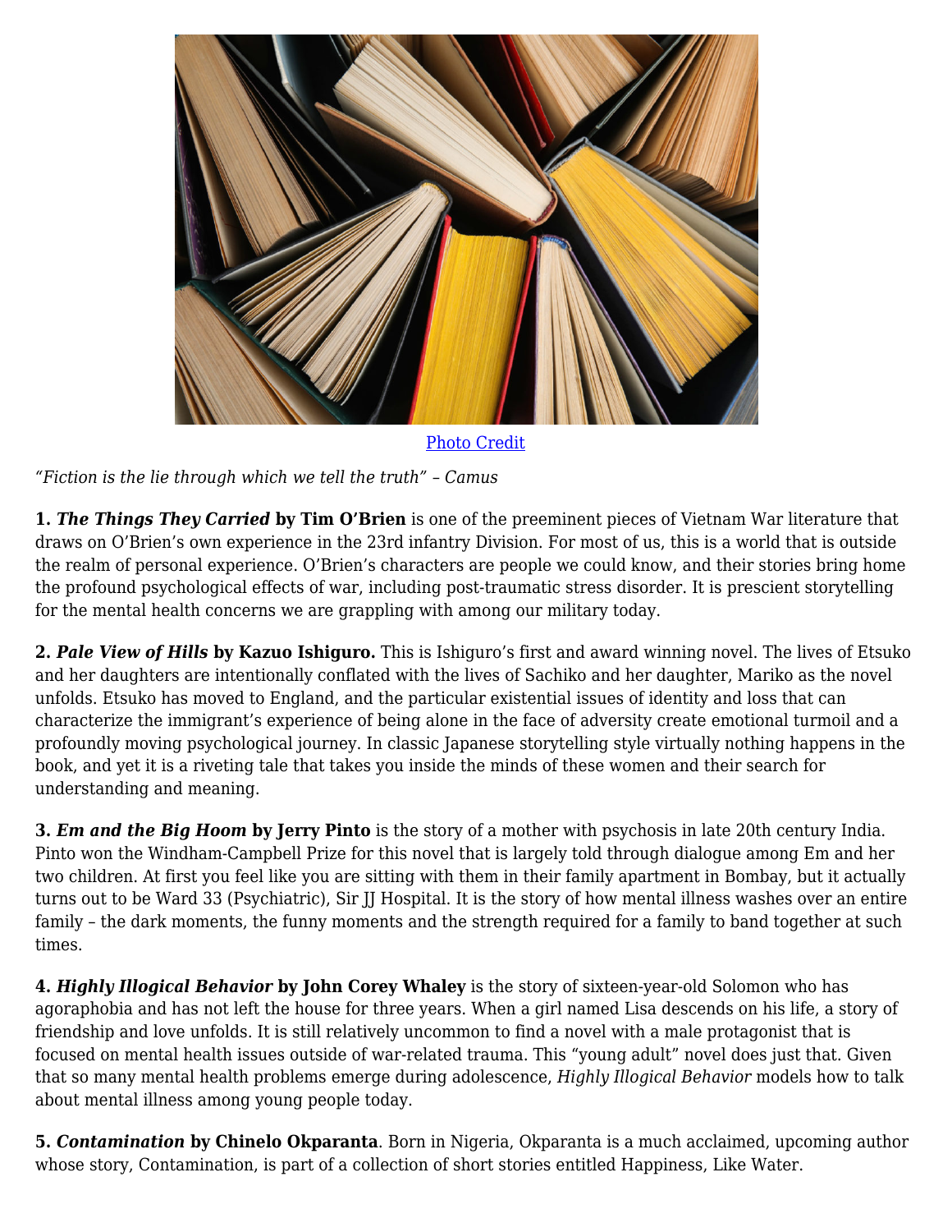[Photo Credit](#)

*"Fiction is the lie through which we tell the truth" – Camus*

**1. *The Things They Carried* by Tim O'Brien** is one of the preeminent pieces of Vietnam War literature that draws on O'Brien's own experience in the 23rd infantry Division. For most of us, this is a world that is outside the realm of personal experience. O'Brien's characters are people we could know, and their stories bring home the profound psychological effects of war, including post-traumatic stress disorder. It is prescient storytelling for the mental health concerns we are grappling with among our military today.

**2. *Pale View of Hills* by Kazuo Ishiguro.** This is Ishiguro's first and award winning novel. The lives of Etsuko and her daughters are intentionally conflated with the lives of Sachiko and her daughter, Mariko as the novel unfolds. Etsuko has moved to England, and the particular existential issues of identity and loss that can characterize the immigrant's experience of being alone in the face of adversity create emotional turmoil and a profoundly moving psychological journey. In classic Japanese storytelling style virtually nothing happens in the book, and yet it is a riveting tale that takes you inside the minds of these women and their search for understanding and meaning.

**3. *Em and the Big Hoom* by Jerry Pinto** is the story of a mother with psychosis in late 20th century India. Pinto won the Windham-Campbell Prize for this novel that is largely told through dialogue among Em and her two children. At first you feel like you are sitting with them in their family apartment in Bombay, but it actually turns out to be Ward 33 (Psychiatric), Sir JJ Hospital. It is the story of how mental illness washes over an entire family – the dark moments, the funny moments and the strength required for a family to band together at such times.

**4. *Highly Illogical Behavior* by John Corey Whaley** is the story of sixteen-year-old Solomon who has agoraphobia and has not left the house for three years. When a girl named Lisa descends on his life, a story of friendship and love unfolds. It is still relatively uncommon to find a novel with a male protagonist that is focused on mental health issues outside of war-related trauma. This "young adult" novel does just that. Given that so many mental health problems emerge during adolescence, *Highly Illogical Behavior* models how to talk about mental illness among young people today.

**5. *Contamination* by Chinelo Okparanta**. Born in Nigeria, Okparanta is a much acclaimed, upcoming author whose story, Contamination, is part of a collection of short stories entitled Happiness, Like Water.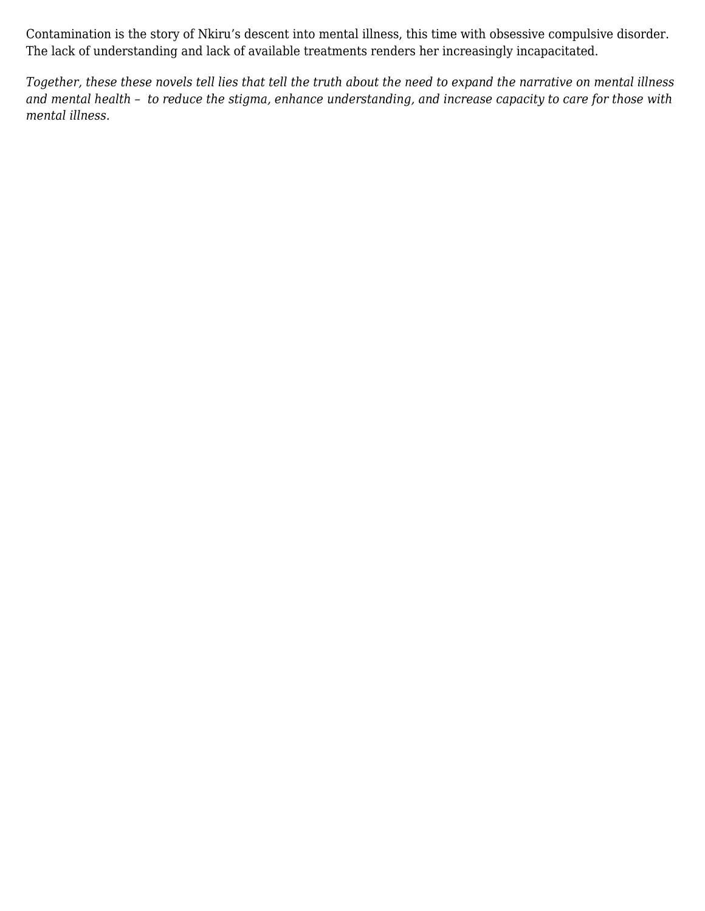Contamination is the story of Nkiru's descent into mental illness, this time with obsessive compulsive disorder. The lack of understanding and lack of available treatments renders her increasingly incapacitated.

*Together, these these novels tell lies that tell the truth about the need to expand the narrative on mental illness and mental health – to reduce the stigma, enhance understanding, and increase capacity to care for those with mental illness.*